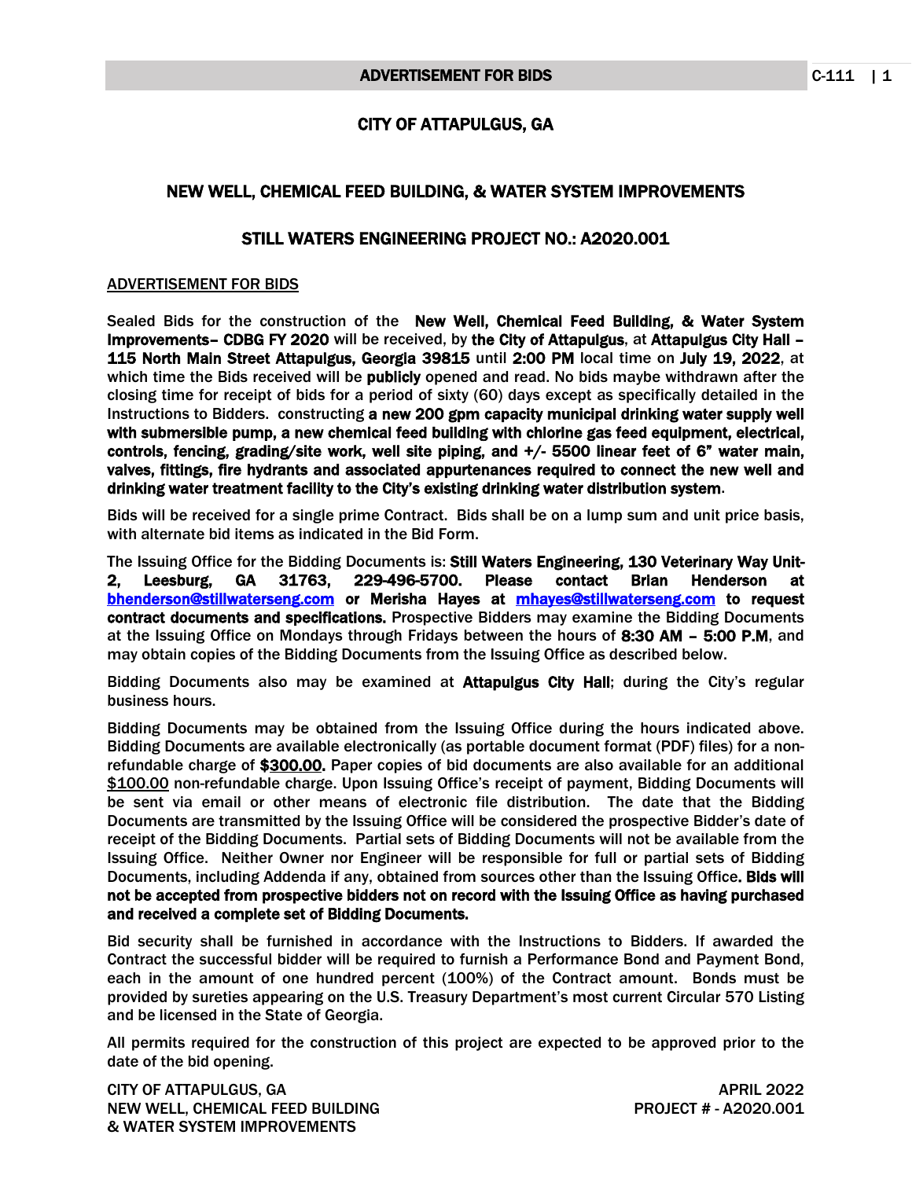# CITY OF ATTAPULGUS, GA

## NEW WELL, CHEMICAL FEED BUILDING, & WATER SYSTEM IMPROVEMENTS

## STILL WATERS ENGINEERING PROJECT NO.: A2020.001

ADVERTISEMENT FOR BIDS

Sealed Bids for the construction of the **New Well, Chemical Feed Building, & Water System Improvements– CDBG FY 2020** will be received, by **the City of Attapulgus**, at **Attapulgus City Hall – 115 North Main Street Attapulgus, Georgia 39815** until **2:00 PM** local time on **July 19, 2022**, at which time the Bids received will be **publicly** opened and read. No bids maybe withdrawn after the closing time for receipt of bids for a period of sixty (60) days except as specifically detailed in the Instructions to Bidders. constructing **a new 200 gpm capacity municipal drinking water supply well with submersible pump, a new chemical feed building with chlorine gas feed equipment, electrical, controls, fencing, grading/site work, well site piping, and +/- 5500 linear feet of 6" water main, valves, fittings, fire hydrants and associated appurtenances required to connect the new well and drinking water treatment facility to the City's existing drinking water distribution system**.

Bids will be received for a single prime Contract. Bids shall be on a lump sum and unit price basis, with alternate bid items as indicated in the Bid Form.

The Issuing Office for the Bidding Documents is: **Still Waters Engineering, 130 Veterinary Way Unit-2, Leesburg, GA 31763, 229-496-5700. Please contact Brian Henderson at bhenderson@stillwaterseng.com or Merisha Hayes at mhayes@stillwaterseng.com to request contract documents and specifications.** Prospective Bidders may examine the Bidding Documents at the Issuing Office on Mondays through Fridays between the hours of **8:30 AM – 5:00 P.M**, and may obtain copies of the Bidding Documents from the Issuing Office as described below.

Bidding Documents also may be examined at **Attapulgus City Hall**; during the City's regular business hours.

Bidding Documents may be obtained from the Issuing Office during the hours indicated above. Bidding Documents are available electronically (as portable document format (PDF) files) for a non-refundable charge of **$300.00.** Paper copies of bid documents are also available for an additional $100.00 non-refundable charge. Upon Issuing Office's receipt of payment, Bidding Documents will be sent via email or other means of electronic file distribution. The date that the Bidding Documents are transmitted by the Issuing Office will be considered the prospective Bidder's date of receipt of the Bidding Documents. Partial sets of Bidding Documents will not be available from the Issuing Office. Neither Owner nor Engineer will be responsible for full or partial sets of Bidding Documents, including Addenda if any, obtained from sources other than the Issuing Office. **Bids will not be accepted from prospective bidders not on record with the Issuing Office as having purchased and received a complete set of Bidding Documents.**

Bid security shall be furnished in accordance with the Instructions to Bidders. If awarded the Contract the successful bidder will be required to furnish a Performance Bond and Payment Bond, each in the amount of one hundred percent (100%) of the Contract amount. Bonds must be provided by sureties appearing on the U.S. Treasury Department's most current Circular 570 Listing and be licensed in the State of Georgia.

All permits required for the construction of this project are expected to be approved prior to the date of the bid opening.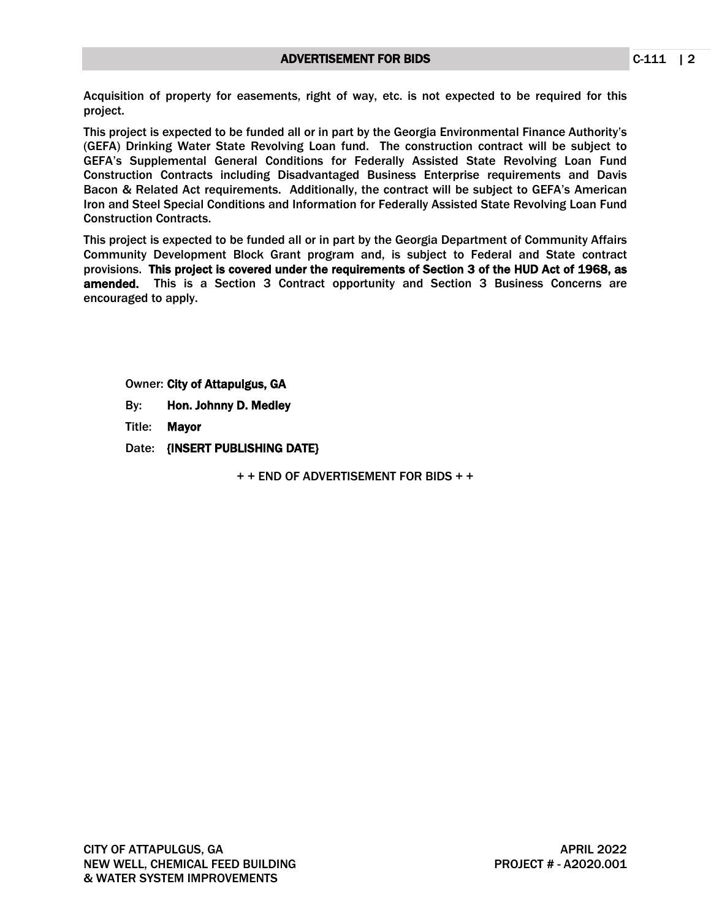Acquisition of property for easements, right of way, etc. is not expected to be required for this project.

This project is expected to be funded all or in part by the Georgia Environmental Finance Authority's (GEFA) Drinking Water State Revolving Loan fund. The construction contract will be subject to GEFA's Supplemental General Conditions for Federally Assisted State Revolving Loan Fund Construction Contracts including Disadvantaged Business Enterprise requirements and Davis Bacon & Related Act requirements. Additionally, the contract will be subject to GEFA's American Iron and Steel Special Conditions and Information for Federally Assisted State Revolving Loan Fund Construction Contracts.

This project is expected to be funded all or in part by the Georgia Department of Community Affairs Community Development Block Grant program and, is subject to Federal and State contract provisions. **This project is covered under the requirements of Section 3 of the HUD Act of 1968, as amended.** This is a Section 3 Contract opportunity and Section 3 Business Concerns are encouraged to apply.

Owner: **City of Attapulgus, GA**

By: **Hon. Johnny D. Medley**

Title: **Mayor**

Date: **{INSERT PUBLISHING DATE}**

+ + END OF ADVERTISEMENT FOR BIDS + +